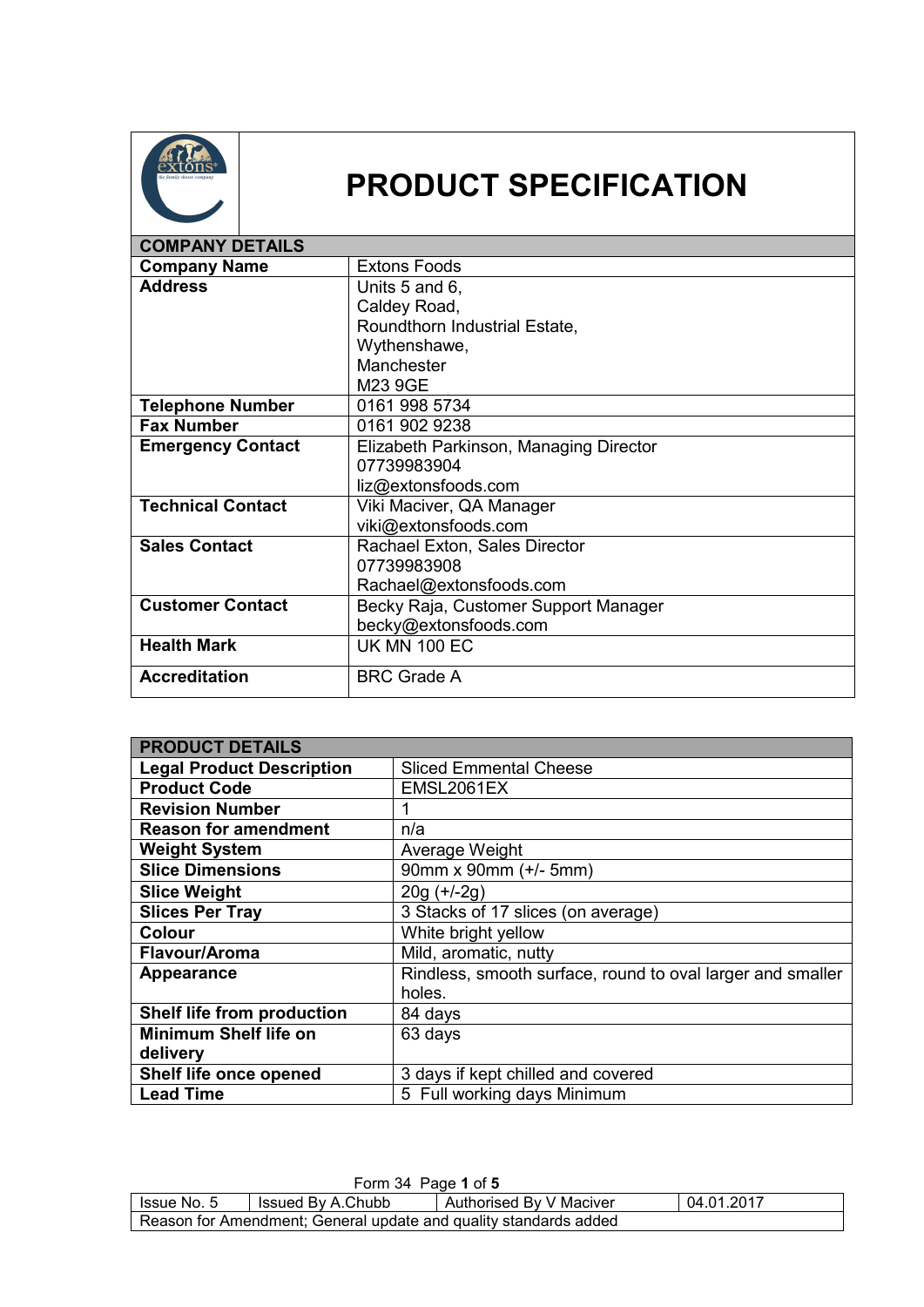# PRODUCT SPECIFICATION

| COMPANY DETAILS | |
|---|---|
| **Company Name** | Extons Foods |
| **Address** | Units 5 and 6,<br>Caldey Road,<br>Roundthorn Industrial Estate,<br>Wythenshawe,<br>Manchester<br>M23 9GE |
| **Telephone Number** | 0161 998 5734 |
| **Fax Number** | 0161 902 9238 |
| **Emergency Contact** | Elizabeth Parkinson, Managing Director<br>07739983904<br>liz@extonsfoods.com |
| **Technical Contact** | Viki Maciver, QA Manager<br>viki@extonsfoods.com |
| **Sales Contact** | Rachael Exton, Sales Director<br>07739983908<br>Rachael@extonsfoods.com |
| **Customer Contact** | Becky Raja, Customer Support Manager<br>becky@extonsfoods.com |
| **Health Mark** | UK MN 100 EC |
| **Accreditation** | BRC Grade A |

| PRODUCT DETAILS | |
|---|---|
| **Legal Product Description** | Sliced Emmental Cheese |
| **Product Code** | EMSL2061EX |
| **Revision Number** | 1 |
| **Reason for amendment** | n/a |
| **Weight System** | Average Weight |
| **Slice Dimensions** | 90mm x 90mm (+/- 5mm) |
| **Slice Weight** | 20g (+/-2g) |
| **Slices Per Tray** | 3 Stacks of 17 slices (on average) |
| **Colour** | White bright yellow |
| **Flavour/Aroma** | Mild, aromatic, nutty |
| **Appearance** | Rindless, smooth surface, round to oval larger and smaller holes. |
| **Shelf life from production** | 84 days |
| **Minimum Shelf life on delivery** | 63 days |
| **Shelf life once opened** | 3 days if kept chilled and covered |
| **Lead Time** | 5 Full working days Minimum |

Form 34

| Issue No. 5 | Issued By A.Chubb | Authorised By V Maciver | 04.01.2017 |
|---|---|---|---|
| Reason for Amendment; General update and quality standards added | | | |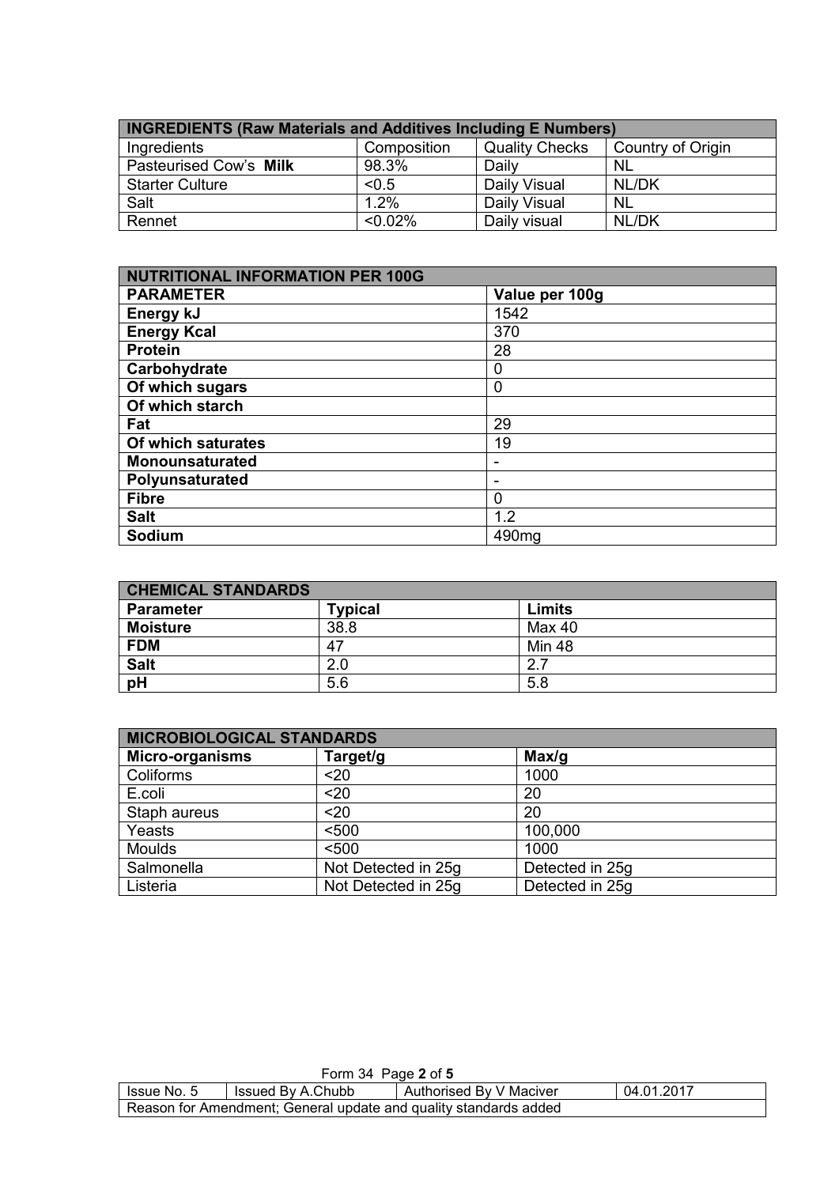| INGREDIENTS (Raw Materials and Additives Including E Numbers) | | | |
|---|---|---|---|
| Ingredients | Composition | Quality Checks | Country of Origin |
| Pasteurised Cow's **Milk** | 98.3% | Daily | NL |
| Starter Culture | <0.5 | Daily Visual | NL/DK |
| Salt | 1.2% | Daily Visual | NL |
| Rennet | <0.02% | Daily visual | NL/DK |

| NUTRITIONAL INFORMATION PER 100G | |
|---|---|
| **PARAMETER** | **Value per 100g** |
| **Energy kJ** | 1542 |
| **Energy Kcal** | 370 |
| **Protein** | 28 |
| **Carbohydrate** | 0 |
| **Of which sugars** | 0 |
| **Of which starch** | |
| **Fat** | 29 |
| **Of which saturates** | 19 |
| **Monounsaturated** | - |
| **Polyunsaturated** | - |
| **Fibre** | 0 |
| **Salt** | 1.2 |
| **Sodium** | 490mg |

| CHEMICAL STANDARDS | | |
|---|---|---|
| **Parameter** | **Typical** | **Limits** |
| **Moisture** | 38.8 | Max 40 |
| **FDM** | 47 | Min 48 |
| **Salt** | 2.0 | 2.7 |
| **pH** | 5.6 | 5.8 |

| MICROBIOLOGICAL STANDARDS | | |
|---|---|---|
| **Micro-organisms** | **Target/g** | **Max/g** |
| Coliforms | <20 | 1000 |
| E.coli | <20 | 20 |
| Staph aureus | <20 | 20 |
| Yeasts | <500 | 100,000 |
| Moulds | <500 | 1000 |
| Salmonella | Not Detected in 25g | Detected in 25g |
| Listeria | Not Detected in 25g | Detected in 25g |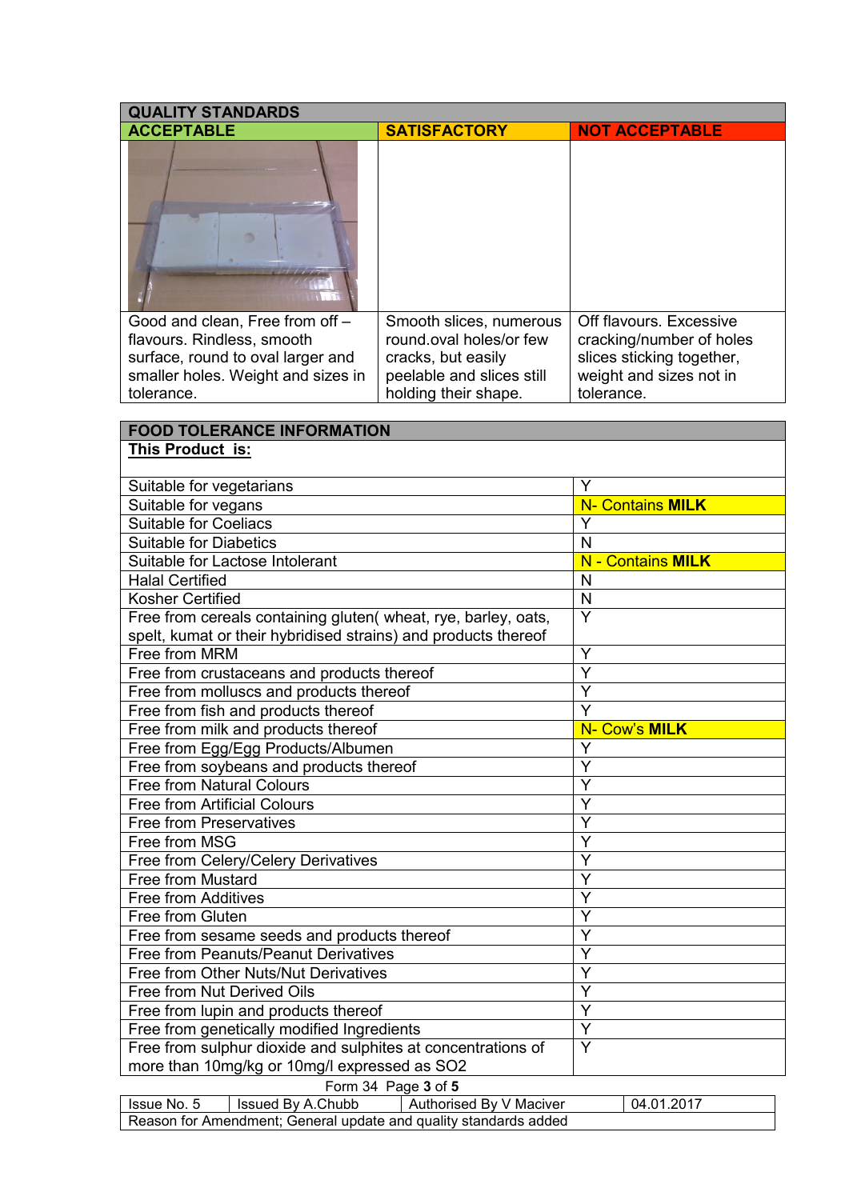| QUALITY STANDARDS | | |
|---|---|---|
| ACCEPTABLE | SATISFACTORY | NOT ACCEPTABLE |
| | | |
| Good and clean, Free from off – flavours. Rindless, smooth surface, round to oval larger and smaller holes. Weight and sizes in tolerance. | Smooth slices, numerous round.oval holes/or few cracks, but easily peelable and slices still holding their shape. | Off flavours. Excessive cracking/number of holes slices sticking together, weight and sizes not in tolerance. |

| FOOD TOLERANCE INFORMATION | |
|---|---|
| **This Product is:** | |
| Suitable for vegetarians | Y |
| Suitable for vegans | N- Contains **MILK** |
| Suitable for Coeliacs | Y |
| Suitable for Diabetics | N |
| Suitable for Lactose Intolerant | N - Contains **MILK** |
| Halal Certified | N |
| Kosher Certified | N |
| Free from cereals containing gluten( wheat, rye, barley, oats, spelt, kumat or their hybridised strains) and products thereof | Y |
| Free from MRM | Y |
| Free from crustaceans and products thereof | Y |
| Free from molluscs and products thereof | Y |
| Free from fish and products thereof | Y |
| Free from milk and products thereof | N- Cow's **MILK** |
| Free from Egg/Egg Products/Albumen | Y |
| Free from soybeans and products thereof | Y |
| Free from Natural Colours | Y |
| Free from Artificial Colours | Y |
| Free from Preservatives | Y |
| Free from MSG | Y |
| Free from Celery/Celery Derivatives | Y |
| Free from Mustard | Y |
| Free from Additives | Y |
| Free from Gluten | Y |
| Free from sesame seeds and products thereof | Y |
| Free from Peanuts/Peanut Derivatives | Y |
| Free from Other Nuts/Nut Derivatives | Y |
| Free from Nut Derived Oils | Y |
| Free from lupin and products thereof | Y |
| Free from genetically modified Ingredients | Y |
| Free from sulphur dioxide and sulphites at concentrations of more than 10mg/kg or 10mg/l expressed as SO2 | Y |

Form 34

| Issue No. 5 | Issued By A.Chubb | Authorised By V Maciver | 04.01.2017 |
|---|---|---|---|
| Reason for Amendment; General update and quality standards added | | | |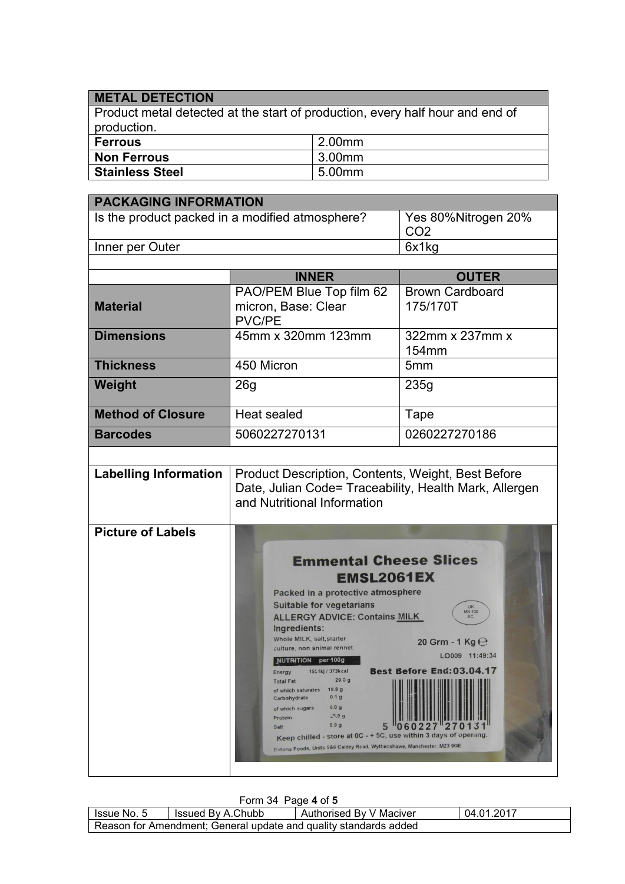| METAL DETECTION | |
|---|---|
| Product metal detected at the start of production, every half hour and end of production. | |
| **Ferrous** | 2.00mm |
| **Non Ferrous** | 3.00mm |
| **Stainless Steel** | 5.00mm |

| PACKAGING INFORMATION | | |
|---|---|---|
| Is the product packed in a modified atmosphere? | | Yes 80%Nitrogen 20% $CO_2$ |
| Inner per Outer | | 6x1kg |
| | | |
| | **INNER** | **OUTER** |
| **Material** | PAO/PEM Blue Top film 62 micron, Base: Clear PVC/PE | Brown Cardboard 175/170T |
| **Dimensions** | 45mm x 320mm 123mm | 322mm x 237mm x 154mm |
| **Thickness** | 450 Micron | 5mm |
| **Weight** | 26g | 235g |
| **Method of Closure** | Heat sealed | Tape |
| **Barcodes** | 5060227270131 | 0260227270186 |
| | | |
| **Labelling Information** | Product Description, Contents, Weight, Best Before Date, Julian Code= Traceability, Health Mark, Allergen and Nutritional Information | |
| **Picture of Labels** | | |

**Emmental Cheese Slices**
**EMSL2061EX**

Packed in a protective atmosphere
Suitable for vegetarians
ALLERGY ADVICE: Contains MILK
Ingredients:
Whole MILK, salt, starter culture, non animal rennet.

UK MN 100 EC

20 Grm - 1 Kg ℮
LO009 11:49:34

| NUTRITION | per 100g |
|---|---|
| Energy | 1551kj / 373kcal |
| Total Fat | 29.0 g |
| of which saturates | 19.8 g |
| Carbohydrate | 0.1 g |
| of which sugars | 0.0 g |
| Protein | 29.0 g |
| Salt | 0.9 g |

Best Before End:03.04.17

5 060227 270131

Keep chilled - store at 0C - + 5C, use within 3 days of opening.
Extons Foods, Units 5&6 Caldey Road, Wythenshawe, Manchester, M23 9GE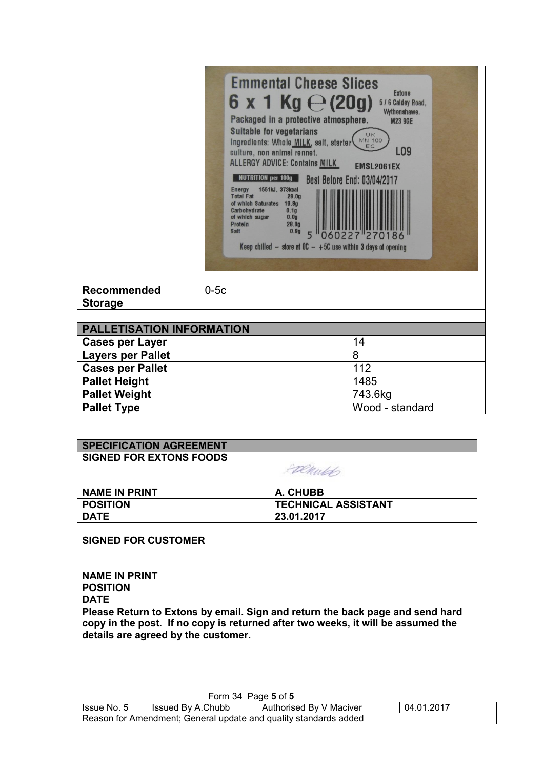| | |
|---|---|
| | Emmental Cheese Slices<br>6 x 1 Kg ℮ (20g)<br>Extons<br>5 / 6 Caldey Road,<br>Wythenshawe.<br>M23 9GE<br>Packaged in a protective atmosphere.<br>Suitable for vegetarians<br>Ingredients: Whole **MILK**, salt, starter culture, non animal rennet.<br>ALLERGY ADVICE: Contains **MILK**<br>UK MN 100 EC<br>L09<br>EMSL2061EX<br>NUTRITION per 100g<br>Best Before End: 03/04/2017<br>Energy 1551kJ, 373kcal<br>Total Fat 29.0g<br>of which Saturates 19.8g<br>Carbohydrate 0.1g<br>of which sugar 0.0g<br>Protein 28.0g<br>Salt 0.9g<br>5 060227 270186<br>Keep chilled – store at 0C – +5C use within 3 days of opening |
| **Recommended Storage** | 0-5c |

| PALLETISATION INFORMATION | |
|---|---|
| **Cases per Layer** | 14 |
| **Layers per Pallet** | 8 |
| **Cases per Pallet** | 112 |
| **Pallet Height** | 1485 |
| **Pallet Weight** | 743.6kg |
| **Pallet Type** | Wood - standard |

| SPECIFICATION AGREEMENT | |
|---|---|
| **SIGNED FOR EXTONS FOODS** | AChubb |
| **NAME IN PRINT** | **A. CHUBB** |
| **POSITION** | **TECHNICAL ASSISTANT** |
| **DATE** | **23.01.2017** |
| | |
| **SIGNED FOR CUSTOMER** | |
| **NAME IN PRINT** | |
| **POSITION** | |
| **DATE** | |

**Please Return to Extons by email. Sign and return the back page and send hard copy in the post. If no copy is returned after two weeks, it will be assumed the details are agreed by the customer.**